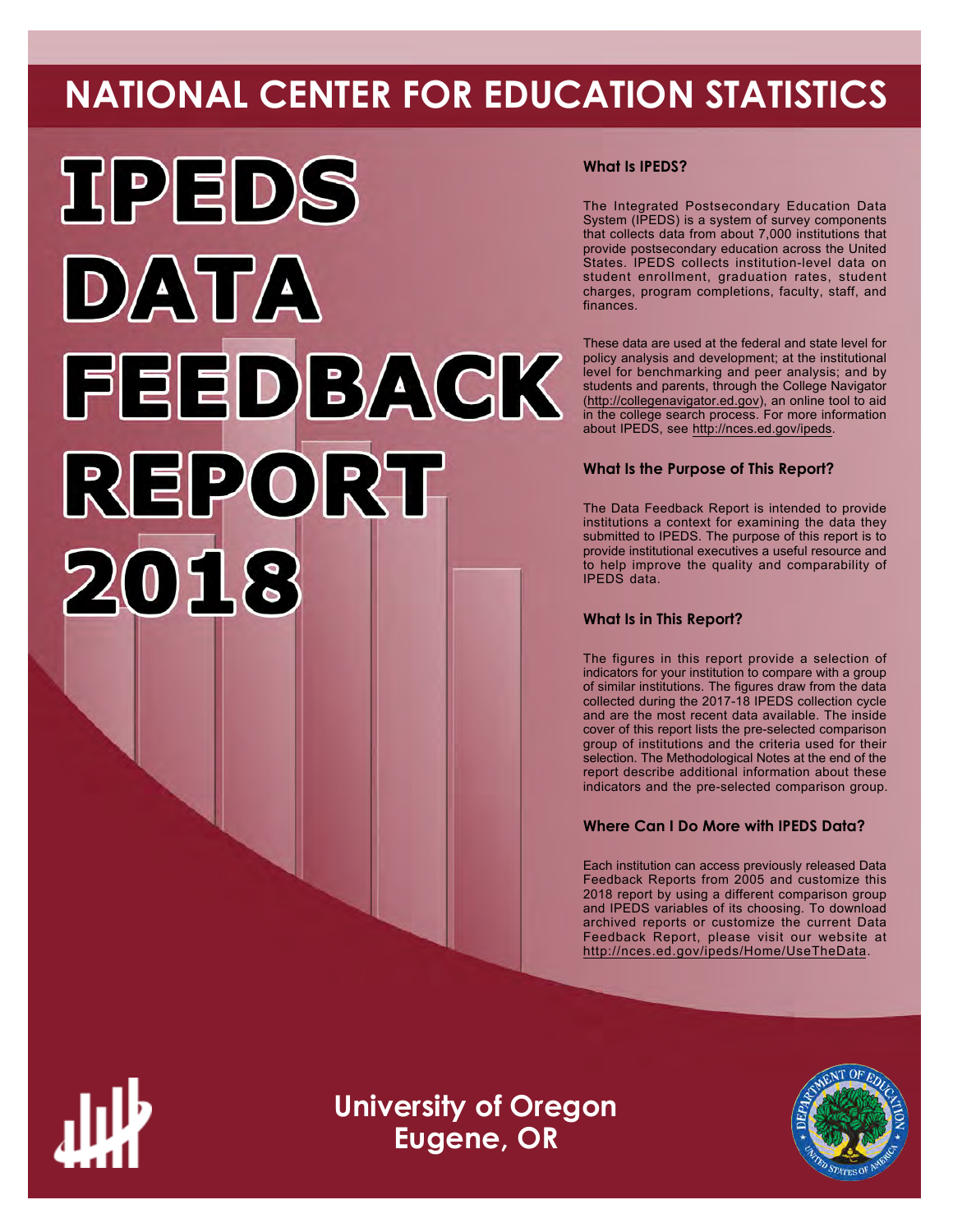# NATIONAL CENTER FOR EDUCATION STATISTICS

# IPEDS DATA FEEDBACK REPORT 2018

### What Is IPEDS?

The Integrated Postsecondary Education Data System (IPEDS) is a system of survey components that collects data from about 7,000 institutions that provide postsecondary education across the United States. IPEDS collects institution-level data on student enrollment, graduation rates, student charges, program completions, faculty, staff, and finances.

These data are used at the federal and state level for policy analysis and development; at the institutional level for benchmarking and peer analysis; and by students and parents, through the College Navigator (http://collegenavigator.ed.gov), an online tool to aid in the college search process. For more information about IPEDS, see http://nces.ed.gov/ipeds.

### What Is the Purpose of This Report?

The Data Feedback Report is intended to provide institutions a context for examining the data they submitted to IPEDS. The purpose of this report is to provide institutional executives a useful resource and to help improve the quality and comparability of IPEDS data.

### What Is in This Report?

The figures in this report provide a selection of indicators for your institution to compare with a group of similar institutions. The figures draw from the data collected during the 2017-18 IPEDS collection cycle and are the most recent data available. The inside cover of this report lists the pre-selected comparison group of institutions and the criteria used for their selection. The Methodological Notes at the end of the report describe additional information about these indicators and the pre-selected comparison group.

### Where Can I Do More with IPEDS Data?

Each institution can access previously released Data Feedback Reports from 2005 and customize this 2018 report by using a different comparison group and IPEDS variables of its choosing. To download archived reports or customize the current Data Feedback Report, please visit our website at http://nces.ed.gov/ipeds/Home/UseTheData.

**University of Oregon**
**Eugene, OR**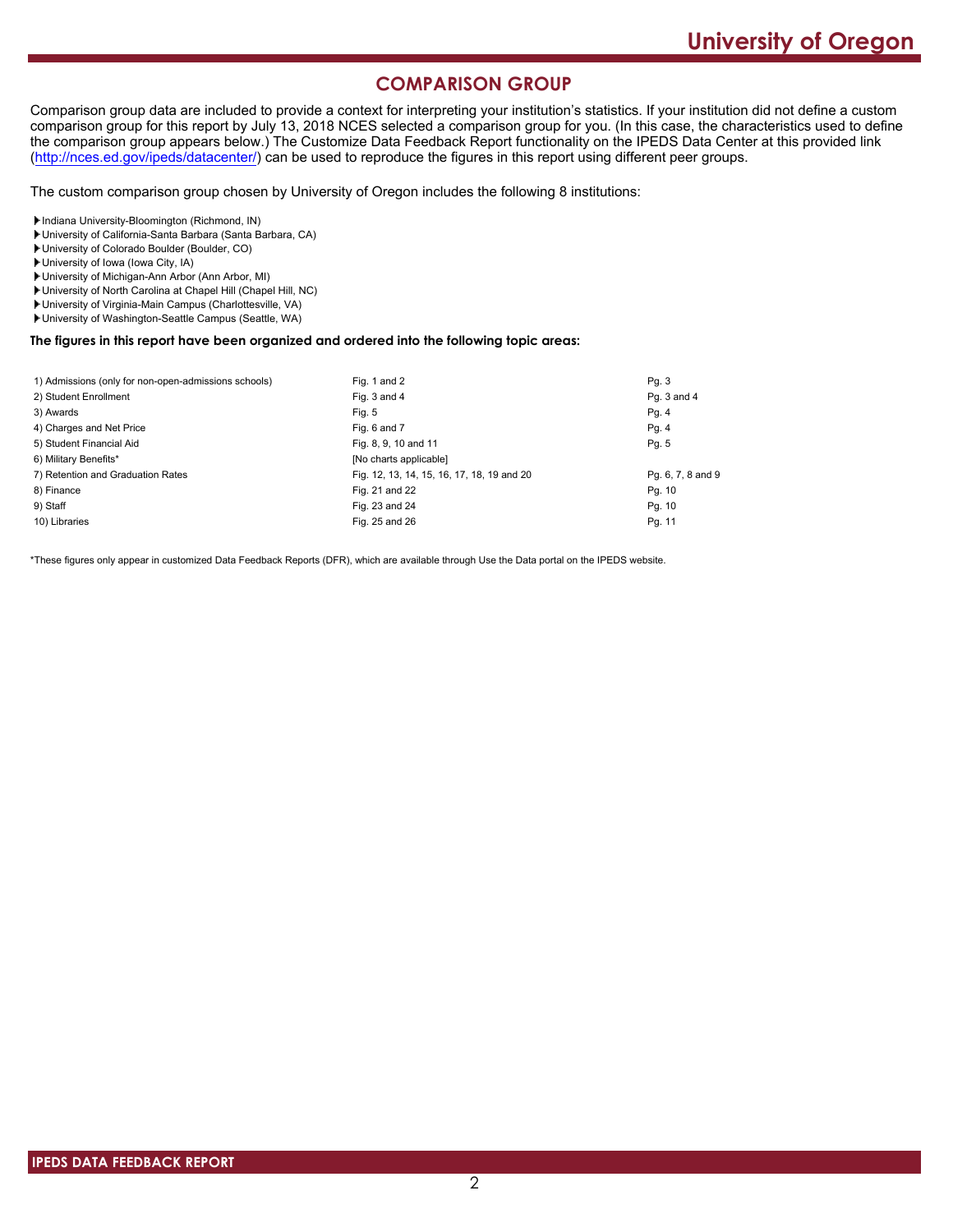## COMPARISON GROUP

Comparison group data are included to provide a context for interpreting your institution's statistics. If your institution did not define a custom comparison group for this report by July 13, 2018 NCES selected a comparison group for you. (In this case, the characteristics used to define the comparison group appears below.) The Customize Data Feedback Report functionality on the IPEDS Data Center at this provided link (http://nces.ed.gov/ipeds/datacenter/) can be used to reproduce the figures in this report using different peer groups.

The custom comparison group chosen by University of Oregon includes the following 8 institutions:

- Indiana University-Bloomington (Richmond, IN)
- University of California-Santa Barbara (Santa Barbara, CA)
- University of Colorado Boulder (Boulder, CO)
- University of Iowa (Iowa City, IA)
- University of Michigan-Ann Arbor (Ann Arbor, MI)
- University of North Carolina at Chapel Hill (Chapel Hill, NC)
- University of Virginia-Main Campus (Charlottesville, VA)
- University of Washington-Seattle Campus (Seattle, WA)

**The figures in this report have been organized and ordered into the following topic areas:**

| Topic area | Figures | Pages |
|---|---|---|
| 1) Admissions (only for non-open-admissions schools) | Fig. 1 and 2 | Pg. 3 |
| 2) Student Enrollment | Fig. 3 and 4 | Pg. 3 and 4 |
| 3) Awards | Fig. 5 | Pg. 4 |
| 4) Charges and Net Price | Fig. 6 and 7 | Pg. 4 |
| 5) Student Financial Aid | Fig. 8, 9, 10 and 11 | Pg. 5 |
| 6) Military Benefits* | [No charts applicable] | |
| 7) Retention and Graduation Rates | Fig. 12, 13, 14, 15, 16, 17, 18, 19 and 20 | Pg. 6, 7, 8 and 9 |
| 8) Finance | Fig. 21 and 22 | Pg. 10 |
| 9) Staff | Fig. 23 and 24 | Pg. 10 |
| 10) Libraries | Fig. 25 and 26 | Pg. 11 |

*These figures only appear in customized Data Feedback Reports (DFR), which are available through Use the Data portal on the IPEDS website.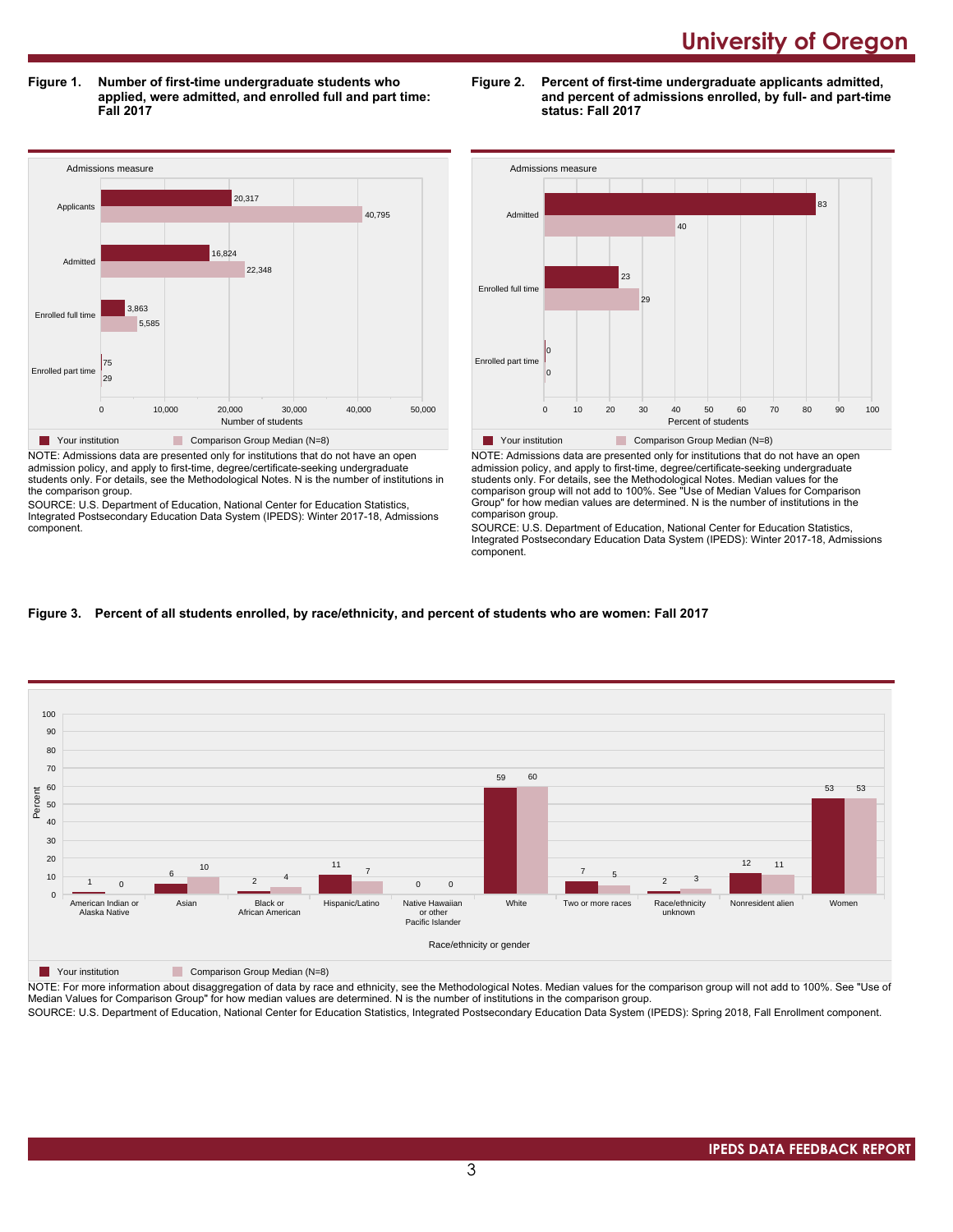# University of Oregon

**Figure 1. Number of first-time undergraduate students who applied, were admitted, and enrolled full and part time: Fall 2017**

| Admissions measure | Your institution | Comparison Group Median (N=8) |
|---|---|---|
| Applicants | 20,317 | 40,795 |
| Admitted | 16,824 | 22,348 |
| Enrolled full time | 3,863 | 5,585 |
| Enrolled part time | 75 | 29 |

NOTE: Admissions data are presented only for institutions that do not have an open admission policy, and apply to first-time, degree/certificate-seeking undergraduate students only. For details, see the Methodological Notes. N is the number of institutions in the comparison group.

SOURCE: U.S. Department of Education, National Center for Education Statistics, Integrated Postsecondary Education Data System (IPEDS): Winter 2017-18, Admissions component.

**Figure 2. Percent of first-time undergraduate applicants admitted, and percent of admissions enrolled, by full- and part-time status: Fall 2017**

| Admissions measure | Your institution | Comparison Group Median (N=8) |
|---|---|---|
| Admitted | 83 | 40 |
| Enrolled full time | 23 | 29 |
| Enrolled part time | 0 | 0 |

NOTE: Admissions data are presented only for institutions that do not have an open admission policy, and apply to first-time, degree/certificate-seeking undergraduate students only. For details, see the Methodological Notes. Median values for the comparison group will not add to 100%. See "Use of Median Values for Comparison Group" for how median values are determined. N is the number of institutions in the comparison group.

SOURCE: U.S. Department of Education, National Center for Education Statistics, Integrated Postsecondary Education Data System (IPEDS): Winter 2017-18, Admissions component.

**Figure 3. Percent of all students enrolled, by race/ethnicity, and percent of students who are women: Fall 2017**

| Race/ethnicity or gender | Your institution | Comparison Group Median (N=8) |
|---|---|---|
| American Indian or Alaska Native | 1 | 0 |
| Asian | 6 | 10 |
| Black or African American | 2 | 4 |
| Hispanic/Latino | 11 | 7 |
| Native Hawaiian or other Pacific Islander | 0 | 0 |
| White | 59 | 60 |
| Two or more races | 7 | 5 |
| Race/ethnicity unknown | 2 | 3 |
| Nonresident alien | 12 | 11 |
| Women | 53 | 53 |

NOTE: For more information about disaggregation of data by race and ethnicity, see the Methodological Notes. Median values for the comparison group will not add to 100%. See "Use of Median Values for Comparison Group" for how median values are determined. N is the number of institutions in the comparison group.

SOURCE: U.S. Department of Education, National Center for Education Statistics, Integrated Postsecondary Education Data System (IPEDS): Spring 2018, Fall Enrollment component.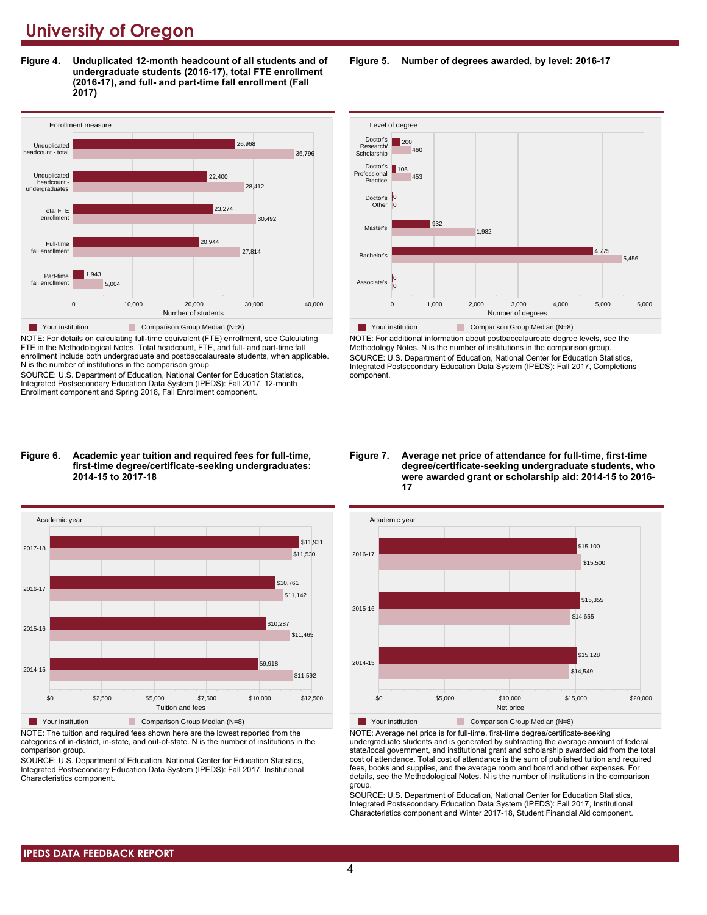# University of Oregon

**Figure 4. Unduplicated 12-month headcount of all students and of undergraduate students (2016-17), total FTE enrollment (2016-17), and full- and part-time fall enrollment (Fall 2017)**

| Enrollment measure | Your institution | Comparison Group Median (N=8) |
|---|---|---|
| Unduplicated headcount - total | 26,968 | 36,796 |
| Unduplicated headcount - undergraduates | 22,400 | 28,412 |
| Total FTE enrollment | 23,274 | 30,492 |
| Full-time fall enrollment | 20,944 | 27,814 |
| Part-time fall enrollment | 1,943 | 5,004 |

NOTE: For details on calculating full-time equivalent (FTE) enrollment, see Calculating FTE in the Methodological Notes. Total headcount, FTE, and full- and part-time fall enrollment include both undergraduate and postbaccalaureate students, when applicable. N is the number of institutions in the comparison group.

SOURCE: U.S. Department of Education, National Center for Education Statistics, Integrated Postsecondary Education Data System (IPEDS): Fall 2017, 12-month Enrollment component and Spring 2018, Fall Enrollment component.

**Figure 5. Number of degrees awarded, by level: 2016-17**

| Level of degree | Your institution | Comparison Group Median (N=8) |
|---|---|---|
| Doctor's Research/Scholarship | 200 | 460 |
| Doctor's Professional Practice | 105 | 453 |
| Doctor's Other | 0 | 0 |
| Master's | 932 | 1,982 |
| Bachelor's | 4,775 | 5,456 |
| Associate's | 0 | 0 |

NOTE: For additional information about postbaccalaureate degree levels, see the Methodology Notes. N is the number of institutions in the comparison group.

SOURCE: U.S. Department of Education, National Center for Education Statistics, Integrated Postsecondary Education Data System (IPEDS): Fall 2017, Completions component.

**Figure 6. Academic year tuition and required fees for full-time, first-time degree/certificate-seeking undergraduates: 2014-15 to 2017-18**

| Academic year | Your institution | Comparison Group Median (N=8) |
|---|---|---|
| 2017-18 | $11,931 | $11,530 |
| 2016-17 | $10,761 | $11,142 |
| 2015-16 | $10,287 | $11,465 |
| 2014-15 | $9,918 | $11,592 |

NOTE: The tuition and required fees shown here are the lowest reported from the categories of in-district, in-state, and out-of-state. N is the number of institutions in the comparison group.

SOURCE: U.S. Department of Education, National Center for Education Statistics, Integrated Postsecondary Education Data System (IPEDS): Fall 2017, Institutional Characteristics component.

**Figure 7. Average net price of attendance for full-time, first-time degree/certificate-seeking undergraduate students, who were awarded grant or scholarship aid: 2014-15 to 2016-17**

| Academic year | Your institution | Comparison Group Median (N=8) |
|---|---|---|
| 2016-17 | $15,100 | $15,500 |
| 2015-16 | $15,355 | $14,655 |
| 2014-15 | $15,128 | $14,549 |

NOTE: Average net price is for full-time, first-time degree/certificate-seeking undergraduate students and is generated by subtracting the average amount of federal, state/local government, and institutional grant and scholarship awarded aid from the total cost of attendance. Total cost of attendance is the sum of published tuition and required fees, books and supplies, and the average room and board and other expenses. For details, see the Methodological Notes. N is the number of institutions in the comparison group.

SOURCE: U.S. Department of Education, National Center for Education Statistics, Integrated Postsecondary Education Data System (IPEDS): Fall 2017, Institutional Characteristics component and Winter 2017-18, Student Financial Aid component.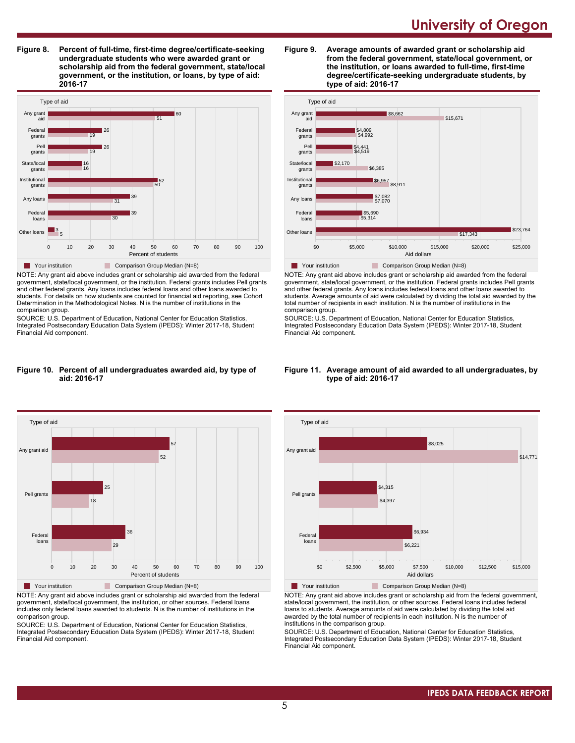# University of Oregon

**Figure 8. Percent of full-time, first-time degree/certificate-seeking undergraduate students who were awarded grant or scholarship aid from the federal government, state/local government, or the institution, or loans, by type of aid: 2016-17**

| Type of aid | Your institution | Comparison Group Median (N=8) |
| --- | --- | --- |
| Any grant aid | 60 | 51 |
| Federal grants | 26 | 19 |
| Pell grants | 26 | 19 |
| State/local grants | 16 | 16 |
| Institutional grants | 52 | 50 |
| Any loans | 39 | 31 |
| Federal loans | 39 | 30 |
| Other loans | 3 | 5 |

NOTE: Any grant aid above includes grant or scholarship aid awarded from the federal government, state/local government, or the institution. Federal grants includes Pell grants and other federal grants. Any loans includes federal loans and other loans awarded to students. For details on how students are counted for financial aid reporting, see Cohort Determination in the Methodological Notes. N is the number of institutions in the comparison group.

SOURCE: U.S. Department of Education, National Center for Education Statistics, Integrated Postsecondary Education Data System (IPEDS): Winter 2017-18, Student Financial Aid component.

**Figure 9. Average amounts of awarded grant or scholarship aid from the federal government, state/local government, or the institution, or loans awarded to full-time, first-time degree/certificate-seeking undergraduate students, by type of aid: 2016-17**

| Type of aid | Your institution | Comparison Group Median (N=8) |
| --- | --- | --- |
| Any grant aid | $8,662 | $15,671 |
| Federal grants | $4,809 | $4,992 |
| Pell grants | $4,441 | $4,519 |
| State/local grants | $2,170 | $6,385 |
| Institutional grants | $6,957 | $8,911 |
| Any loans | $7,082 | $7,070 |
| Federal loans | $5,690 | $5,314 |
| Other loans | $23,764 | $17,343 |

NOTE: Any grant aid above includes grant or scholarship aid awarded from the federal government, state/local government, or the institution. Federal grants includes Pell grants and other federal grants. Any loans includes federal loans and other loans awarded to students. Average amounts of aid were calculated by dividing the total aid awarded by the total number of recipients in each institution. N is the number of institutions in the comparison group.

SOURCE: U.S. Department of Education, National Center for Education Statistics, Integrated Postsecondary Education Data System (IPEDS): Winter 2017-18, Student Financial Aid component.

**Figure 10. Percent of all undergraduates awarded aid, by type of aid: 2016-17**

| Type of aid | Your institution | Comparison Group Median (N=8) |
| --- | --- | --- |
| Any grant aid | 57 | 52 |
| Pell grants | 25 | 18 |
| Federal loans | 36 | 29 |

NOTE: Any grant aid above includes grant or scholarship aid awarded from the federal government, state/local government, the institution, or other sources. Federal loans includes only federal loans awarded to students. N is the number of institutions in the comparison group.

SOURCE: U.S. Department of Education, National Center for Education Statistics, Integrated Postsecondary Education Data System (IPEDS): Winter 2017-18, Student Financial Aid component.

**Figure 11. Average amount of aid awarded to all undergraduates, by type of aid: 2016-17**

| Type of aid | Your institution | Comparison Group Median (N=8) |
| --- | --- | --- |
| Any grant aid | $8,025 | $14,771 |
| Pell grants | $4,315 | $4,397 |
| Federal loans | $6,934 | $6,221 |

NOTE: Any grant aid above includes grant or scholarship aid from the federal government, state/local government, the institution, or other sources. Federal loans includes federal loans to students. Average amounts of aid were calculated by dividing the total aid awarded by the total number of recipients in each institution. N is the number of institutions in the comparison group.

SOURCE: U.S. Department of Education, National Center for Education Statistics, Integrated Postsecondary Education Data System (IPEDS): Winter 2017-18, Student Financial Aid component.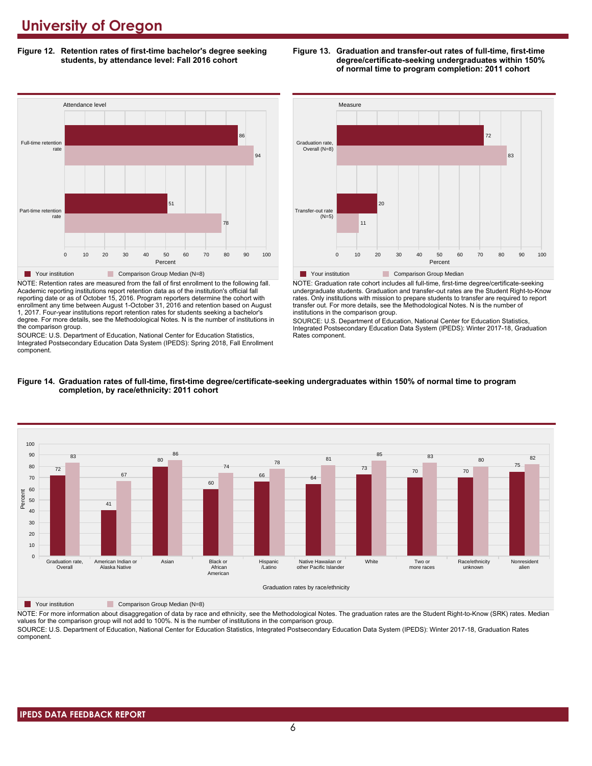# University of Oregon

**Figure 12. Retention rates of first-time bachelor's degree seeking students, by attendance level: Fall 2016 cohort**

| Attendance level | Your institution | Comparison Group Median (N=8) |
|---|---|---|
| Full-time retention rate | 86 | 94 |
| Part-time retention rate | 51 | 78 |

NOTE: Retention rates are measured from the fall of first enrollment to the following fall. Academic reporting institutions report retention data as of the institution's official fall reporting date or as of October 15, 2016. Program reporters determine the cohort with enrollment any time between August 1-October 31, 2016 and retention based on August 1, 2017. Four-year institutions report retention rates for students seeking a bachelor's degree. For more details, see the Methodological Notes. N is the number of institutions in the comparison group.

SOURCE: U.S. Department of Education, National Center for Education Statistics, Integrated Postsecondary Education Data System (IPEDS): Spring 2018, Fall Enrollment component.

**Figure 13. Graduation and transfer-out rates of full-time, first-time degree/certificate-seeking undergraduates within 150% of normal time to program completion: 2011 cohort**

| Measure | Your institution | Comparison Group Median |
|---|---|---|
| Graduation rate, Overall (N=8) | 72 | 83 |
| Transfer-out rate (N=5) | 20 | 11 |

NOTE: Graduation rate cohort includes all full-time, first-time degree/certificate-seeking undergraduate students. Graduation and transfer-out rates are the Student Right-to-Know rates. Only institutions with mission to prepare students to transfer are required to report transfer out. For more details, see the Methodological Notes. N is the number of institutions in the comparison group.

SOURCE: U.S. Department of Education, National Center for Education Statistics, Integrated Postsecondary Education Data System (IPEDS): Winter 2017-18, Graduation Rates component.

**Figure 14. Graduation rates of full-time, first-time degree/certificate-seeking undergraduates within 150% of normal time to program completion, by race/ethnicity: 2011 cohort**

| Graduation rates by race/ethnicity | Your institution | Comparison Group Median (N=8) |
|---|---|---|
| Graduation rate, Overall | 72 | 83 |
| American Indian or Alaska Native | 41 | 67 |
| Asian | 80 | 86 |
| Black or African American | 60 | 74 |
| Hispanic /Latino | 66 | 78 |
| Native Hawaiian or other Pacific Islander | 64 | 81 |
| White | 73 | 85 |
| Two or more races | 70 | 83 |
| Race/ethnicity unknown | 70 | 80 |
| Nonresident alien | 75 | 82 |

NOTE: For more information about disaggregation of data by race and ethnicity, see the Methodological Notes. The graduation rates are the Student Right-to-Know (SRK) rates. Median values for the comparison group will not add to 100%. N is the number of institutions in the comparison group.

SOURCE: U.S. Department of Education, National Center for Education Statistics, Integrated Postsecondary Education Data System (IPEDS): Winter 2017-18, Graduation Rates component.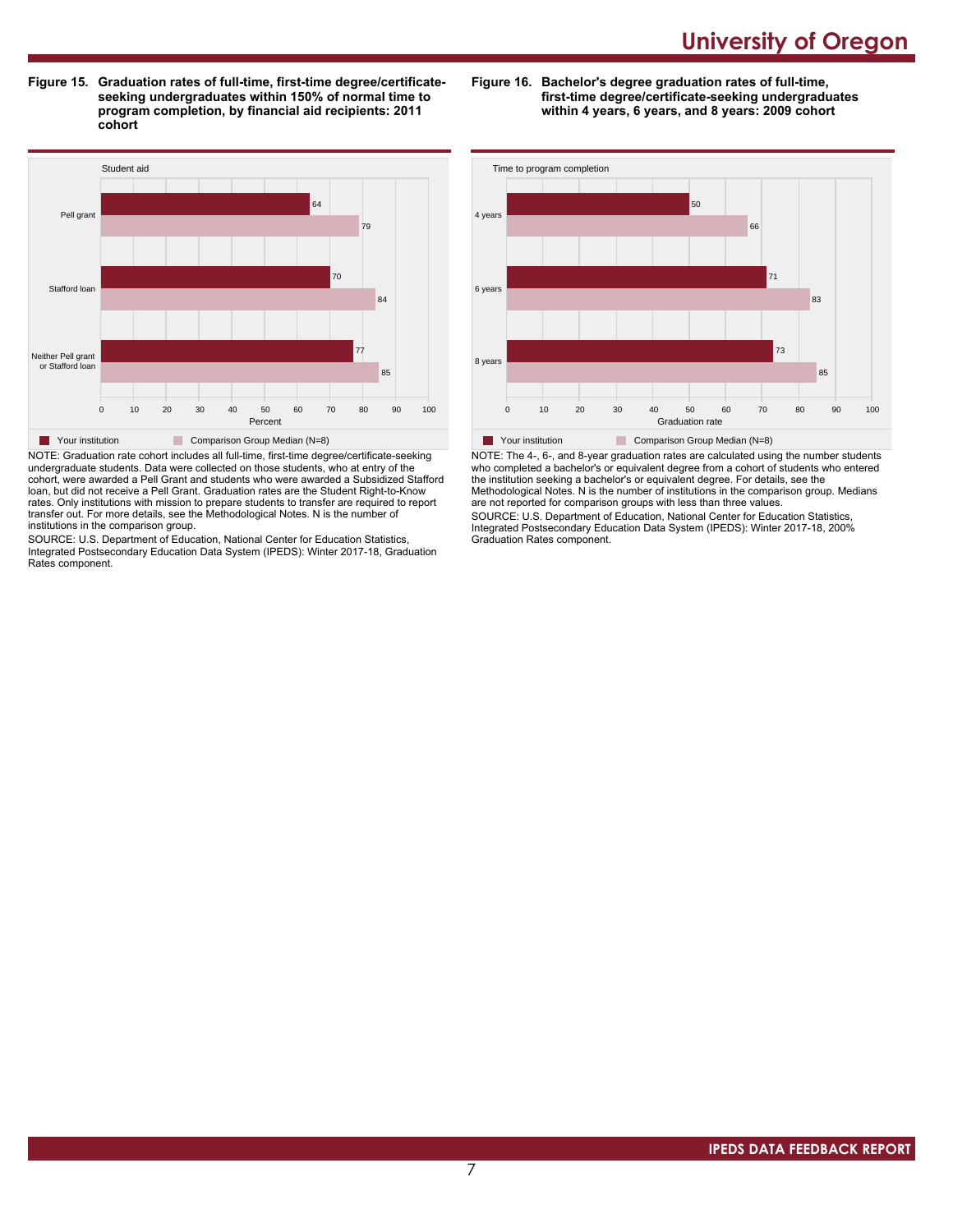# University of Oregon

**Figure 15. Graduation rates of full-time, first-time degree/certificate-seeking undergraduates within 150% of normal time to program completion, by financial aid recipients: 2011 cohort**

| Student aid | Your institution | Comparison Group Median (N=8) |
|---|---|---|
| Pell grant | 64 | 79 |
| Stafford loan | 70 | 84 |
| Neither Pell grant or Stafford loan | 77 | 85 |

NOTE: Graduation rate cohort includes all full-time, first-time degree/certificate-seeking undergraduate students. Data were collected on those students, who at entry of the cohort, were awarded a Pell Grant and students who were awarded a Subsidized Stafford loan, but did not receive a Pell Grant. Graduation rates are the Student Right-to-Know rates. Only institutions with mission to prepare students to transfer are required to report transfer out. For more details, see the Methodological Notes. N is the number of institutions in the comparison group.

SOURCE: U.S. Department of Education, National Center for Education Statistics, Integrated Postsecondary Education Data System (IPEDS): Winter 2017-18, Graduation Rates component.

**Figure 16. Bachelor's degree graduation rates of full-time, first-time degree/certificate-seeking undergraduates within 4 years, 6 years, and 8 years: 2009 cohort**

| Time to program completion | Your institution | Comparison Group Median (N=8) |
|---|---|---|
| 4 years | 50 | 66 |
| 6 years | 71 | 83 |
| 8 years | 73 | 85 |

NOTE: The 4-, 6-, and 8-year graduation rates are calculated using the number students who completed a bachelor's or equivalent degree from a cohort of students who entered the institution seeking a bachelor's or equivalent degree. For details, see the Methodological Notes. N is the number of institutions in the comparison group. Medians are not reported for comparison groups with less than three values.

SOURCE: U.S. Department of Education, National Center for Education Statistics, Integrated Postsecondary Education Data System (IPEDS): Winter 2017-18, 200% Graduation Rates component.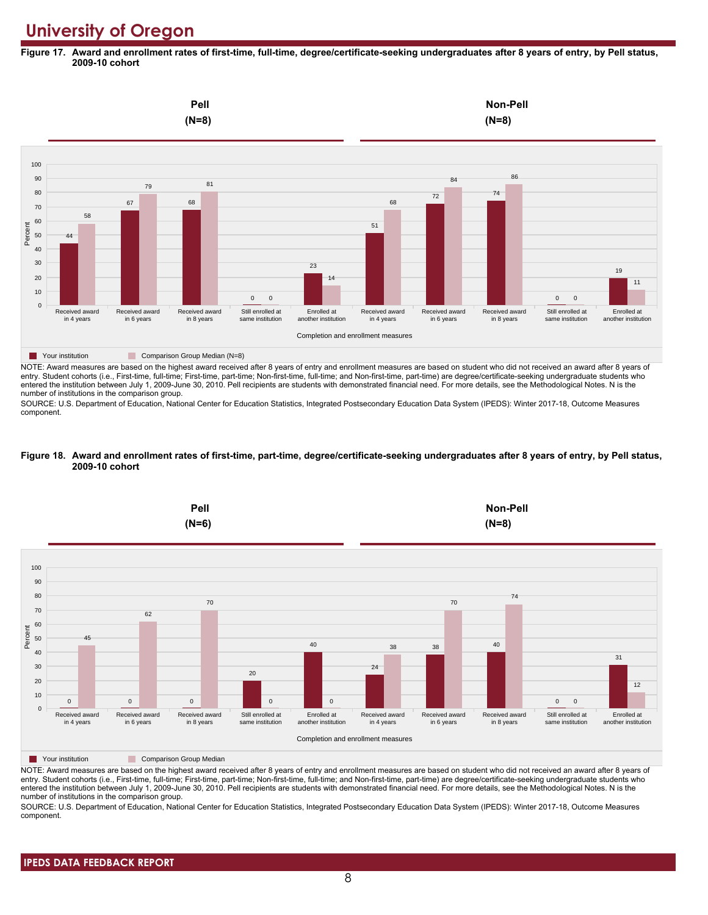# University of Oregon

**Figure 17. Award and enrollment rates of first-time, full-time, degree/certificate-seeking undergraduates after 8 years of entry, by Pell status, 2009-10 cohort**

| Completion and enrollment measures | Pell (N=8): Your institution | Pell (N=8): Comparison Group Median (N=8) | Non-Pell (N=8): Your institution | Non-Pell (N=8): Comparison Group Median (N=8) |
|---|---|---|---|---|
| Received award in 4 years | 44 | 58 | 51 | 68 |
| Received award in 6 years | 67 | 79 | 72 | 84 |
| Received award in 8 years | 68 | 81 | 74 | 86 |
| Still enrolled at same institution | 0 | 0 | 0 | 0 |
| Enrolled at another institution | 23 | 14 | 19 | 11 |

NOTE: Award measures are based on the highest award received after 8 years of entry and enrollment measures are based on student who did not received an award after 8 years of entry. Student cohorts (i.e., First-time, full-time; First-time, part-time; Non-first-time, full-time; and Non-first-time, part-time) are degree/certificate-seeking undergraduate students who entered the institution between July 1, 2009-June 30, 2010. Pell recipients are students with demonstrated financial need. For more details, see the Methodological Notes. N is the number of institutions in the comparison group.

SOURCE: U.S. Department of Education, National Center for Education Statistics, Integrated Postsecondary Education Data System (IPEDS): Winter 2017-18, Outcome Measures component.

**Figure 18. Award and enrollment rates of first-time, part-time, degree/certificate-seeking undergraduates after 8 years of entry, by Pell status, 2009-10 cohort**

| Completion and enrollment measures | Pell (N=6): Your institution | Pell (N=6): Comparison Group Median | Non-Pell (N=8): Your institution | Non-Pell (N=8): Comparison Group Median |
|---|---|---|---|---|
| Received award in 4 years | 0 | 45 | 24 | 38 |
| Received award in 6 years | 0 | 62 | 38 | 70 |
| Received award in 8 years | 0 | 70 | 40 | 74 |
| Still enrolled at same institution | 20 | 0 | 0 | 0 |
| Enrolled at another institution | 40 | 0 | 31 | 12 |

NOTE: Award measures are based on the highest award received after 8 years of entry and enrollment measures are based on student who did not received an award after 8 years of entry. Student cohorts (i.e., First-time, full-time; First-time, part-time; Non-first-time, full-time; and Non-first-time, part-time) are degree/certificate-seeking undergraduate students who entered the institution between July 1, 2009-June 30, 2010. Pell recipients are students with demonstrated financial need. For more details, see the Methodological Notes. N is the number of institutions in the comparison group.

SOURCE: U.S. Department of Education, National Center for Education Statistics, Integrated Postsecondary Education Data System (IPEDS): Winter 2017-18, Outcome Measures component.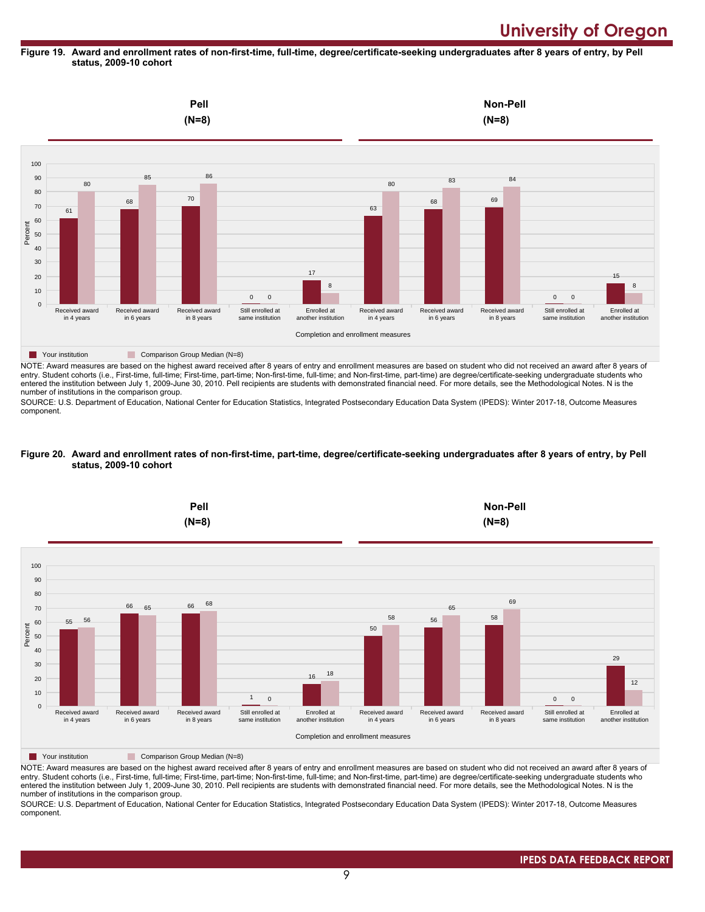**Figure 19. Award and enrollment rates of non-first-time, full-time, degree/certificate-seeking undergraduates after 8 years of entry, by Pell status, 2009-10 cohort**

| Completion and enrollment measures | Pell (N=8): Your institution | Pell (N=8): Comparison Group Median (N=8) | Non-Pell (N=8): Your institution | Non-Pell (N=8): Comparison Group Median (N=8) |
|---|---|---|---|---|
| Received award in 4 years | 61 | 80 | 63 | 80 |
| Received award in 6 years | 68 | 85 | 68 | 83 |
| Received award in 8 years | 70 | 86 | 69 | 84 |
| Still enrolled at same institution | 0 | 0 | 0 | 0 |
| Enrolled at another institution | 17 | 8 | 15 | 8 |

NOTE: Award measures are based on the highest award received after 8 years of entry and enrollment measures are based on student who did not received an award after 8 years of entry. Student cohorts (i.e., First-time, full-time; First-time, part-time; Non-first-time, full-time; and Non-first-time, part-time) are degree/certificate-seeking undergraduate students who entered the institution between July 1, 2009-June 30, 2010. Pell recipients are students with demonstrated financial need. For more details, see the Methodological Notes. N is the number of institutions in the comparison group.

SOURCE: U.S. Department of Education, National Center for Education Statistics, Integrated Postsecondary Education Data System (IPEDS): Winter 2017-18, Outcome Measures component.

**Figure 20. Award and enrollment rates of non-first-time, part-time, degree/certificate-seeking undergraduates after 8 years of entry, by Pell status, 2009-10 cohort**

| Completion and enrollment measures | Pell (N=8): Your institution | Pell (N=8): Comparison Group Median (N=8) | Non-Pell (N=8): Your institution | Non-Pell (N=8): Comparison Group Median (N=8) |
|---|---|---|---|---|
| Received award in 4 years | 55 | 56 | 50 | 58 |
| Received award in 6 years | 66 | 65 | 56 | 65 |
| Received award in 8 years | 66 | 68 | 58 | 69 |
| Still enrolled at same institution | 1 | 0 | 0 | 0 |
| Enrolled at another institution | 16 | 18 | 29 | 12 |

NOTE: Award measures are based on the highest award received after 8 years of entry and enrollment measures are based on student who did not received an award after 8 years of entry. Student cohorts (i.e., First-time, full-time; First-time, part-time; Non-first-time, full-time; and Non-first-time, part-time) are degree/certificate-seeking undergraduate students who entered the institution between July 1, 2009-June 30, 2010. Pell recipients are students with demonstrated financial need. For more details, see the Methodological Notes. N is the number of institutions in the comparison group.

SOURCE: U.S. Department of Education, National Center for Education Statistics, Integrated Postsecondary Education Data System (IPEDS): Winter 2017-18, Outcome Measures component.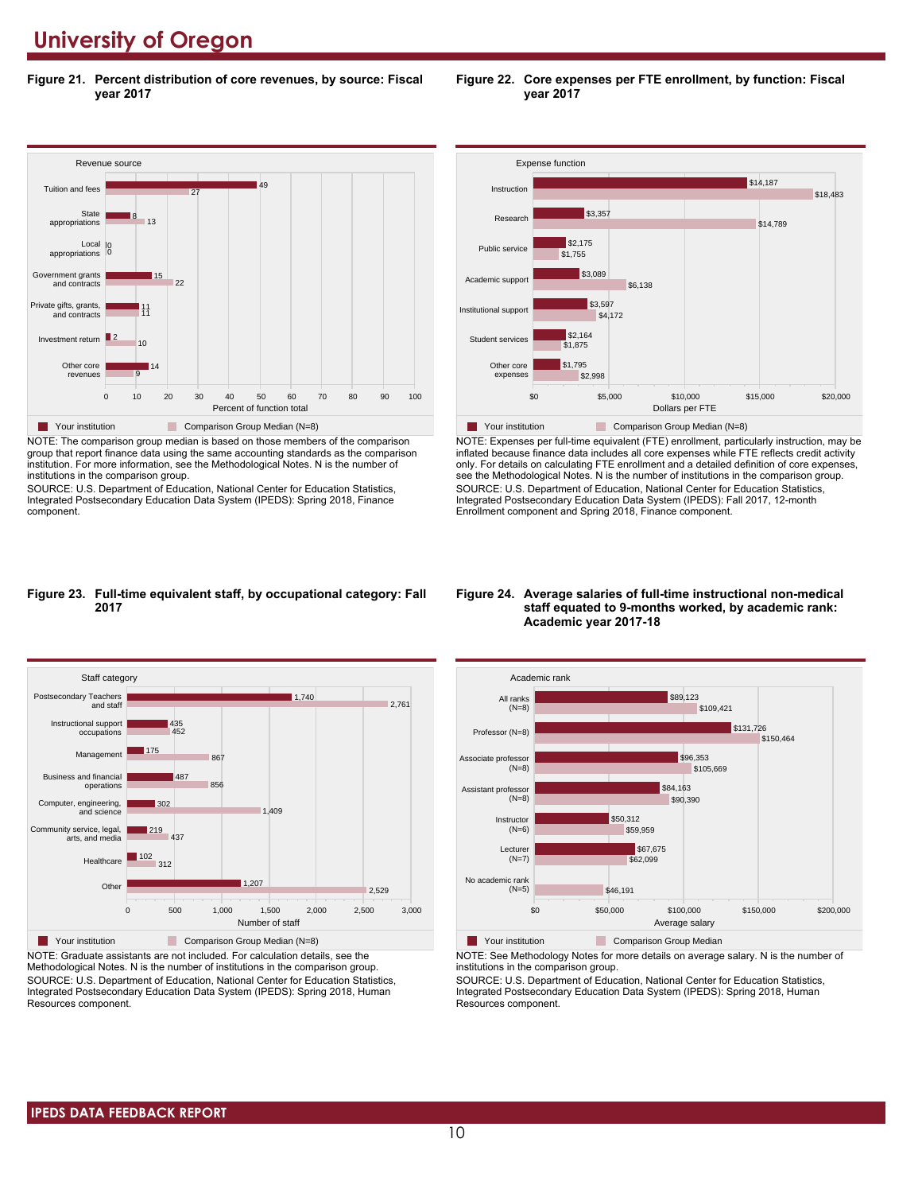# University of Oregon

**Figure 21. Percent distribution of core revenues, by source: Fiscal year 2017**

| Revenue source | Your institution | Comparison Group Median (N=8) |
|---|---|---|
| Tuition and fees | 49 | 27 |
| State appropriations | 8 | 13 |
| Local appropriations | 0 | 0 |
| Government grants and contracts | 15 | 22 |
| Private gifts, grants, and contracts | 11 | 11 |
| Investment return | 2 | 10 |
| Other core revenues | 14 | 9 |

Percent of function total

NOTE: The comparison group median is based on those members of the comparison group that report finance data using the same accounting standards as the comparison institution. For more information, see the Methodological Notes. N is the number of institutions in the comparison group.
SOURCE: U.S. Department of Education, National Center for Education Statistics, Integrated Postsecondary Education Data System (IPEDS): Spring 2018, Finance component.

**Figure 22. Core expenses per FTE enrollment, by function: Fiscal year 2017**

| Expense function | Your institution | Comparison Group Median (N=8) |
|---|---|---|
| Instruction | $14,187 | $18,483 |
| Research | $3,357 | $14,789 |
| Public service | $2,175 | $1,755 |
| Academic support | $3,089 | $6,138 |
| Institutional support | $3,597 | $4,172 |
| Student services | $2,164 | $1,875 |
| Other core expenses | $1,795 | $2,998 |

Dollars per FTE

NOTE: Expenses per full-time equivalent (FTE) enrollment, particularly instruction, may be inflated because finance data includes all core expenses while FTE reflects credit activity only. For details on calculating FTE enrollment and a detailed definition of core expenses, see the Methodological Notes. N is the number of institutions in the comparison group.
SOURCE: U.S. Department of Education, National Center for Education Statistics, Integrated Postsecondary Education Data System (IPEDS): Fall 2017, 12-month Enrollment component and Spring 2018, Finance component.

**Figure 23. Full-time equivalent staff, by occupational category: Fall 2017**

| Staff category | Your institution | Comparison Group Median (N=8) |
|---|---|---|
| Postsecondary Teachers and staff | 1,740 | 2,761 |
| Instructional support occupations | 435 | 452 |
| Management | 175 | 867 |
| Business and financial operations | 487 | 856 |
| Computer, engineering, and science | 302 | 1,409 |
| Community service, legal, arts, and media | 219 | 437 |
| Healthcare | 102 | 312 |
| Other | 1,207 | 2,529 |

Number of staff

NOTE: Graduate assistants are not included. For calculation details, see the Methodological Notes. N is the number of institutions in the comparison group.
SOURCE: U.S. Department of Education, National Center for Education Statistics, Integrated Postsecondary Education Data System (IPEDS): Spring 2018, Human Resources component.

**Figure 24. Average salaries of full-time instructional non-medical staff equated to 9-months worked, by academic rank: Academic year 2017-18**

| Academic rank | Your institution | Comparison Group Median |
|---|---|---|
| All ranks (N=8) | $89,123 | $109,421 |
| Professor (N=8) | $131,726 | $150,464 |
| Associate professor (N=8) | $96,353 | $105,669 |
| Assistant professor (N=8) | $84,163 | $90,390 |
| Instructor (N=6) | $50,312 | $59,959 |
| Lecturer (N=7) | $67,675 | $62,099 |
| No academic rank (N=5) | | $46,191 |

Average salary

NOTE: See Methodology Notes for more details on average salary. N is the number of institutions in the comparison group.
SOURCE: U.S. Department of Education, National Center for Education Statistics, Integrated Postsecondary Education Data System (IPEDS): Spring 2018, Human Resources component.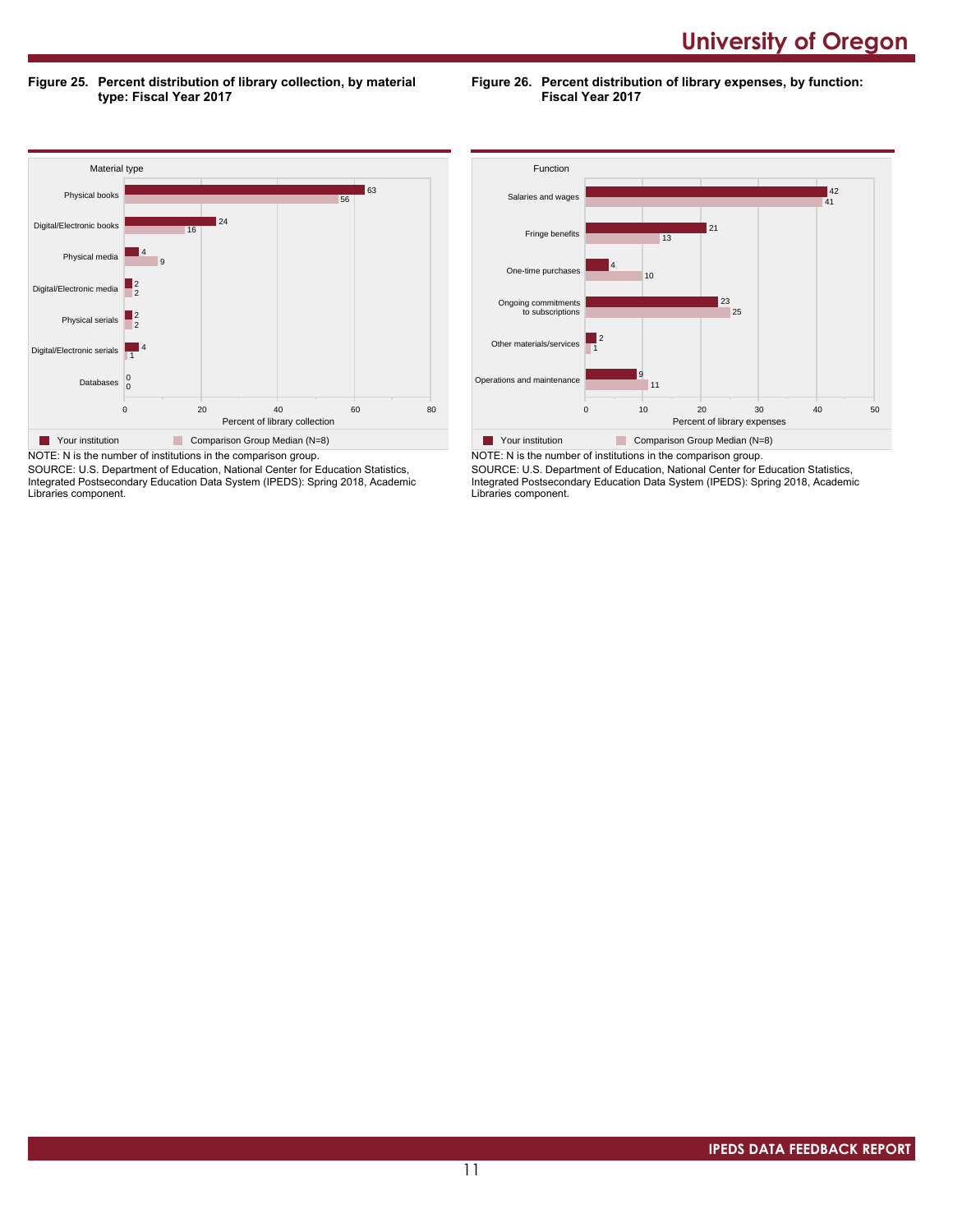## Figure 25. Percent distribution of library collection, by material type: Fiscal Year 2017

| Material type | Your institution | Comparison Group Median (N=8) |
|---|---|---|
| Physical books | 63 | 56 |
| Digital/Electronic books | 24 | 16 |
| Physical media | 4 | 9 |
| Digital/Electronic media | 2 | 2 |
| Physical serials | 2 | 2 |
| Digital/Electronic serials | 4 | 1 |
| Databases | 0 | 0 |

Percent of library collection

NOTE: N is the number of institutions in the comparison group.
SOURCE: U.S. Department of Education, National Center for Education Statistics, Integrated Postsecondary Education Data System (IPEDS): Spring 2018, Academic Libraries component.

## Figure 26. Percent distribution of library expenses, by function: Fiscal Year 2017

| Function | Your institution | Comparison Group Median (N=8) |
|---|---|---|
| Salaries and wages | 42 | 41 |
| Fringe benefits | 21 | 13 |
| One-time purchases | 4 | 10 |
| Ongoing commitments to subscriptions | 23 | 25 |
| Other materials/services | 2 | 1 |
| Operations and maintenance | 9 | 11 |

Percent of library expenses

NOTE: N is the number of institutions in the comparison group.
SOURCE: U.S. Department of Education, National Center for Education Statistics, Integrated Postsecondary Education Data System (IPEDS): Spring 2018, Academic Libraries component.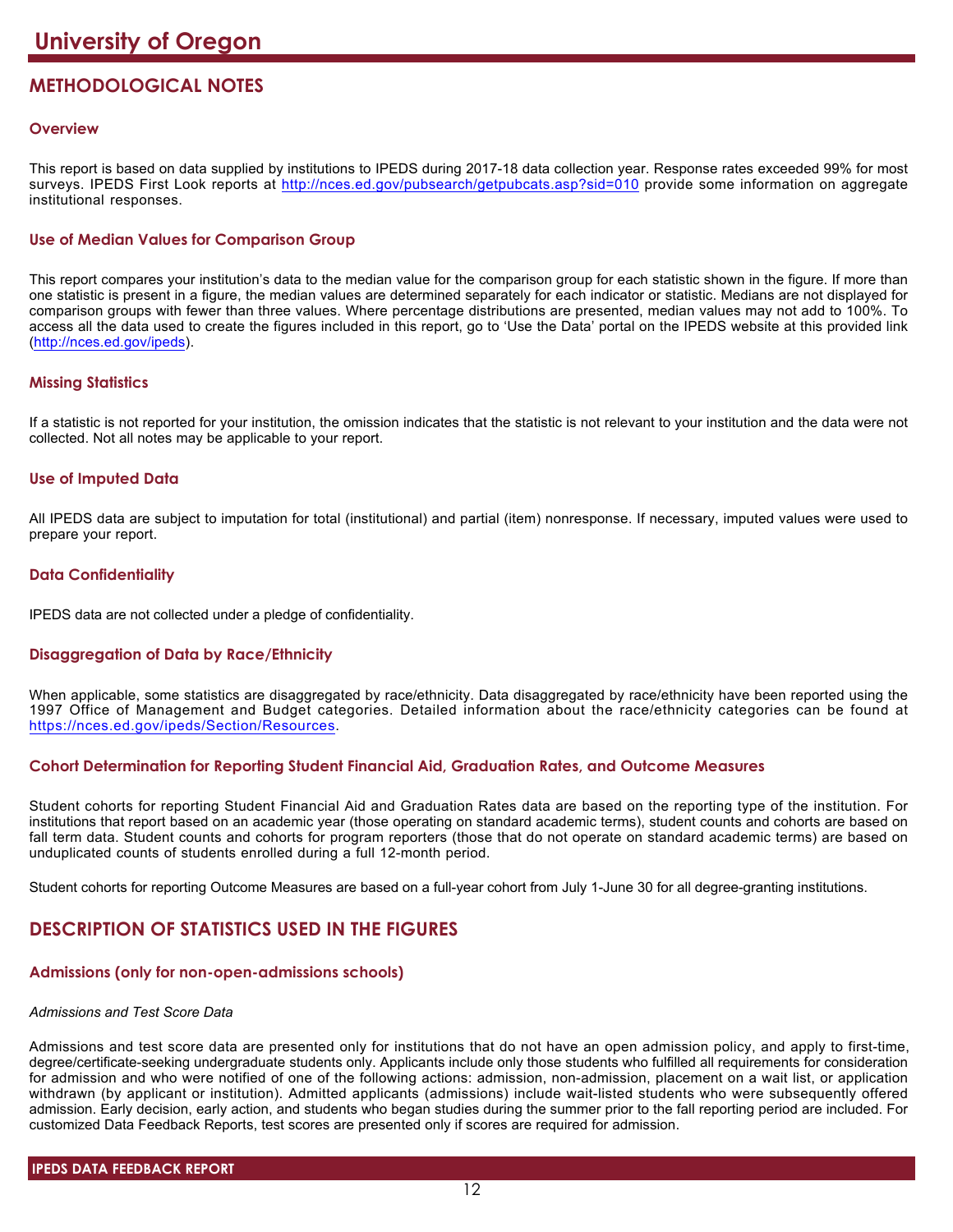# University of Oregon

## METHODOLOGICAL NOTES

### Overview

This report is based on data supplied by institutions to IPEDS during 2017-18 data collection year. Response rates exceeded 99% for most surveys. IPEDS First Look reports at http://nces.ed.gov/pubsearch/getpubcats.asp?sid=010 provide some information on aggregate institutional responses.

### Use of Median Values for Comparison Group

This report compares your institution's data to the median value for the comparison group for each statistic shown in the figure. If more than one statistic is present in a figure, the median values are determined separately for each indicator or statistic. Medians are not displayed for comparison groups with fewer than three values. Where percentage distributions are presented, median values may not add to 100%. To access all the data used to create the figures included in this report, go to 'Use the Data' portal on the IPEDS website at this provided link (http://nces.ed.gov/ipeds).

### Missing Statistics

If a statistic is not reported for your institution, the omission indicates that the statistic is not relevant to your institution and the data were not collected. Not all notes may be applicable to your report.

### Use of Imputed Data

All IPEDS data are subject to imputation for total (institutional) and partial (item) nonresponse. If necessary, imputed values were used to prepare your report.

### Data Confidentiality

IPEDS data are not collected under a pledge of confidentiality.

### Disaggregation of Data by Race/Ethnicity

When applicable, some statistics are disaggregated by race/ethnicity. Data disaggregated by race/ethnicity have been reported using the 1997 Office of Management and Budget categories. Detailed information about the race/ethnicity categories can be found at https://nces.ed.gov/ipeds/Section/Resources.

### Cohort Determination for Reporting Student Financial Aid, Graduation Rates, and Outcome Measures

Student cohorts for reporting Student Financial Aid and Graduation Rates data are based on the reporting type of the institution. For institutions that report based on an academic year (those operating on standard academic terms), student counts and cohorts are based on fall term data. Student counts and cohorts for program reporters (those that do not operate on standard academic terms) are based on unduplicated counts of students enrolled during a full 12-month period.

Student cohorts for reporting Outcome Measures are based on a full-year cohort from July 1-June 30 for all degree-granting institutions.

## DESCRIPTION OF STATISTICS USED IN THE FIGURES

### Admissions (only for non-open-admissions schools)

*Admissions and Test Score Data*

Admissions and test score data are presented only for institutions that do not have an open admission policy, and apply to first-time, degree/certificate-seeking undergraduate students only. Applicants include only those students who fulfilled all requirements for consideration for admission and who were notified of one of the following actions: admission, non-admission, placement on a wait list, or application withdrawn (by applicant or institution). Admitted applicants (admissions) include wait-listed students who were subsequently offered admission. Early decision, early action, and students who began studies during the summer prior to the fall reporting period are included. For customized Data Feedback Reports, test scores are presented only if scores are required for admission.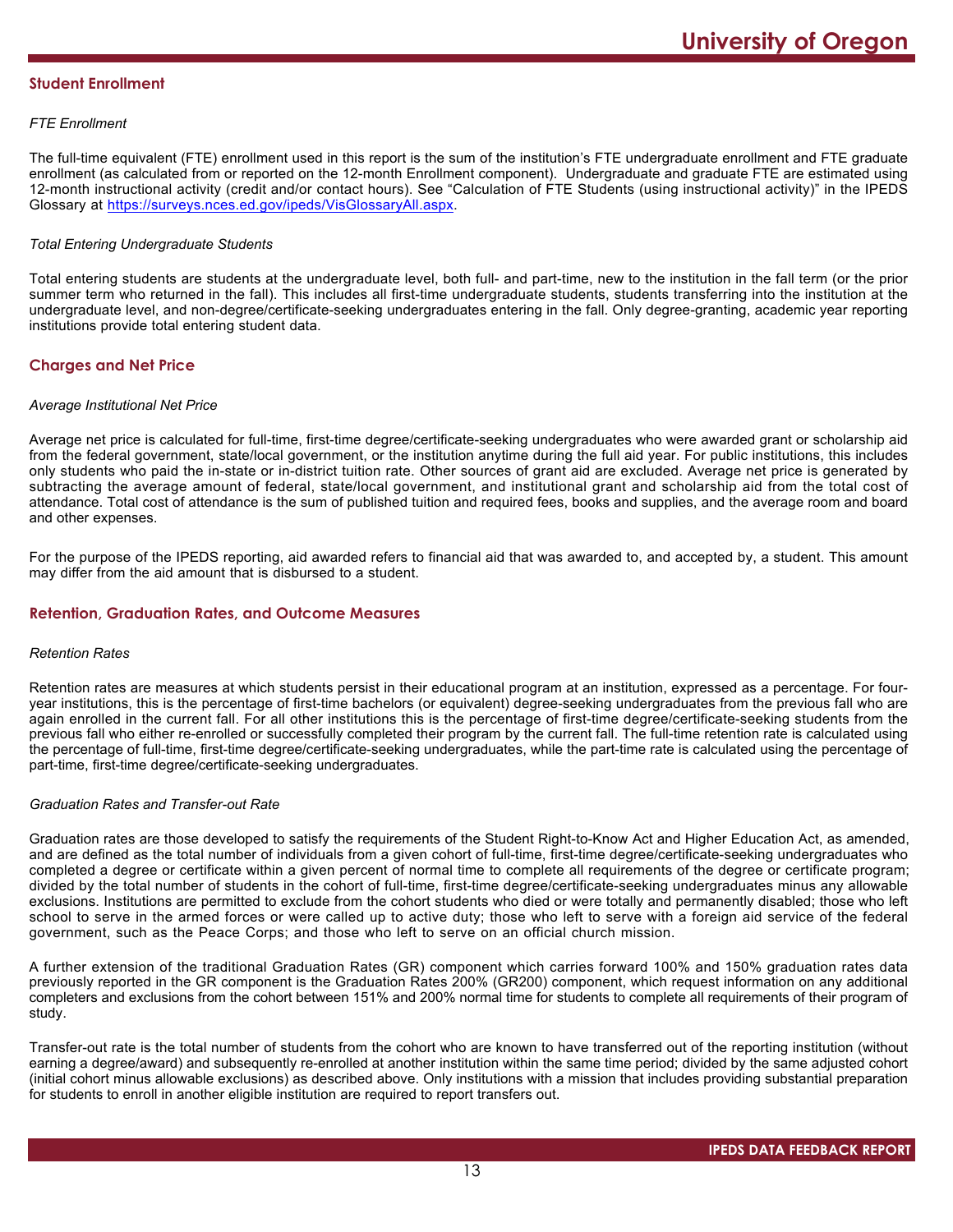## Student Enrollment

*FTE Enrollment*

The full-time equivalent (FTE) enrollment used in this report is the sum of the institution's FTE undergraduate enrollment and FTE graduate enrollment (as calculated from or reported on the 12-month Enrollment component). Undergraduate and graduate FTE are estimated using 12-month instructional activity (credit and/or contact hours). See "Calculation of FTE Students (using instructional activity)" in the IPEDS Glossary at https://surveys.nces.ed.gov/ipeds/VisGlossaryAll.aspx.

*Total Entering Undergraduate Students*

Total entering students are students at the undergraduate level, both full- and part-time, new to the institution in the fall term (or the prior summer term who returned in the fall). This includes all first-time undergraduate students, students transferring into the institution at the undergraduate level, and non-degree/certificate-seeking undergraduates entering in the fall. Only degree-granting, academic year reporting institutions provide total entering student data.

## Charges and Net Price

*Average Institutional Net Price*

Average net price is calculated for full-time, first-time degree/certificate-seeking undergraduates who were awarded grant or scholarship aid from the federal government, state/local government, or the institution anytime during the full aid year. For public institutions, this includes only students who paid the in-state or in-district tuition rate. Other sources of grant aid are excluded. Average net price is generated by subtracting the average amount of federal, state/local government, and institutional grant and scholarship aid from the total cost of attendance. Total cost of attendance is the sum of published tuition and required fees, books and supplies, and the average room and board and other expenses.

For the purpose of the IPEDS reporting, aid awarded refers to financial aid that was awarded to, and accepted by, a student. This amount may differ from the aid amount that is disbursed to a student.

## Retention, Graduation Rates, and Outcome Measures

*Retention Rates*

Retention rates are measures at which students persist in their educational program at an institution, expressed as a percentage. For four-year institutions, this is the percentage of first-time bachelors (or equivalent) degree-seeking undergraduates from the previous fall who are again enrolled in the current fall. For all other institutions this is the percentage of first-time degree/certificate-seeking students from the previous fall who either re-enrolled or successfully completed their program by the current fall. The full-time retention rate is calculated using the percentage of full-time, first-time degree/certificate-seeking undergraduates, while the part-time rate is calculated using the percentage of part-time, first-time degree/certificate-seeking undergraduates.

*Graduation Rates and Transfer-out Rate*

Graduation rates are those developed to satisfy the requirements of the Student Right-to-Know Act and Higher Education Act, as amended, and are defined as the total number of individuals from a given cohort of full-time, first-time degree/certificate-seeking undergraduates who completed a degree or certificate within a given percent of normal time to complete all requirements of the degree or certificate program; divided by the total number of students in the cohort of full-time, first-time degree/certificate-seeking undergraduates minus any allowable exclusions. Institutions are permitted to exclude from the cohort students who died or were totally and permanently disabled; those who left school to serve in the armed forces or were called up to active duty; those who left to serve with a foreign aid service of the federal government, such as the Peace Corps; and those who left to serve on an official church mission.

A further extension of the traditional Graduation Rates (GR) component which carries forward 100% and 150% graduation rates data previously reported in the GR component is the Graduation Rates 200% (GR200) component, which request information on any additional completers and exclusions from the cohort between 151% and 200% normal time for students to complete all requirements of their program of study.

Transfer-out rate is the total number of students from the cohort who are known to have transferred out of the reporting institution (without earning a degree/award) and subsequently re-enrolled at another institution within the same time period; divided by the same adjusted cohort (initial cohort minus allowable exclusions) as described above. Only institutions with a mission that includes providing substantial preparation for students to enroll in another eligible institution are required to report transfers out.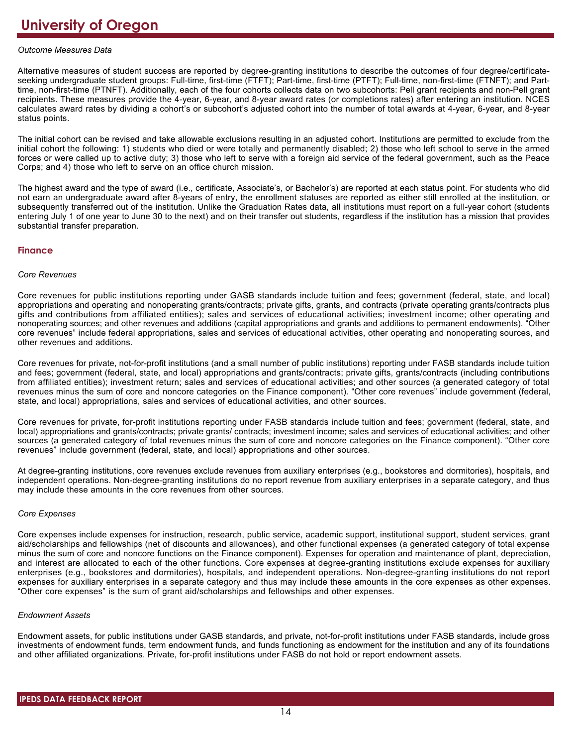*Outcome Measures Data*

Alternative measures of student success are reported by degree-granting institutions to describe the outcomes of four degree/certificate-seeking undergraduate student groups: Full-time, first-time (FTFT); Part-time, first-time (PTFT); Full-time, non-first-time (FTNFT); and Part-time, non-first-time (PTNFT). Additionally, each of the four cohorts collects data on two subcohorts: Pell grant recipients and non-Pell grant recipients. These measures provide the 4-year, 6-year, and 8-year award rates (or completions rates) after entering an institution. NCES calculates award rates by dividing a cohort's or subcohort's adjusted cohort into the number of total awards at 4-year, 6-year, and 8-year status points.

The initial cohort can be revised and take allowable exclusions resulting in an adjusted cohort. Institutions are permitted to exclude from the initial cohort the following: 1) students who died or were totally and permanently disabled; 2) those who left school to serve in the armed forces or were called up to active duty; 3) those who left to serve with a foreign aid service of the federal government, such as the Peace Corps; and 4) those who left to serve on an office church mission.

The highest award and the type of award (i.e., certificate, Associate's, or Bachelor's) are reported at each status point. For students who did not earn an undergraduate award after 8-years of entry, the enrollment statuses are reported as either still enrolled at the institution, or subsequently transferred out of the institution. Unlike the Graduation Rates data, all institutions must report on a full-year cohort (students entering July 1 of one year to June 30 to the next) and on their transfer out students, regardless if the institution has a mission that provides substantial transfer preparation.

## Finance

*Core Revenues*

Core revenues for public institutions reporting under GASB standards include tuition and fees; government (federal, state, and local) appropriations and operating and nonoperating grants/contracts; private gifts, grants, and contracts (private operating grants/contracts plus gifts and contributions from affiliated entities); sales and services of educational activities; investment income; other operating and nonoperating sources; and other revenues and additions (capital appropriations and grants and additions to permanent endowments). "Other core revenues" include federal appropriations, sales and services of educational activities, other operating and nonoperating sources, and other revenues and additions.

Core revenues for private, not-for-profit institutions (and a small number of public institutions) reporting under FASB standards include tuition and fees; government (federal, state, and local) appropriations and grants/contracts; private gifts, grants/contracts (including contributions from affiliated entities); investment return; sales and services of educational activities; and other sources (a generated category of total revenues minus the sum of core and noncore categories on the Finance component). "Other core revenues" include government (federal, state, and local) appropriations, sales and services of educational activities, and other sources.

Core revenues for private, for-profit institutions reporting under FASB standards include tuition and fees; government (federal, state, and local) appropriations and grants/contracts; private grants/ contracts; investment income; sales and services of educational activities; and other sources (a generated category of total revenues minus the sum of core and noncore categories on the Finance component). "Other core revenues" include government (federal, state, and local) appropriations and other sources.

At degree-granting institutions, core revenues exclude revenues from auxiliary enterprises (e.g., bookstores and dormitories), hospitals, and independent operations. Non-degree-granting institutions do no report revenue from auxiliary enterprises in a separate category, and thus may include these amounts in the core revenues from other sources.

*Core Expenses*

Core expenses include expenses for instruction, research, public service, academic support, institutional support, student services, grant aid/scholarships and fellowships (net of discounts and allowances), and other functional expenses (a generated category of total expense minus the sum of core and noncore functions on the Finance component). Expenses for operation and maintenance of plant, depreciation, and interest are allocated to each of the other functions. Core expenses at degree-granting institutions exclude expenses for auxiliary enterprises (e.g., bookstores and dormitories), hospitals, and independent operations. Non-degree-granting institutions do not report expenses for auxiliary enterprises in a separate category and thus may include these amounts in the core expenses as other expenses. "Other core expenses" is the sum of grant aid/scholarships and fellowships and other expenses.

*Endowment Assets*

Endowment assets, for public institutions under GASB standards, and private, not-for-profit institutions under FASB standards, include gross investments of endowment funds, term endowment funds, and funds functioning as endowment for the institution and any of its foundations and other affiliated organizations. Private, for-profit institutions under FASB do not hold or report endowment assets.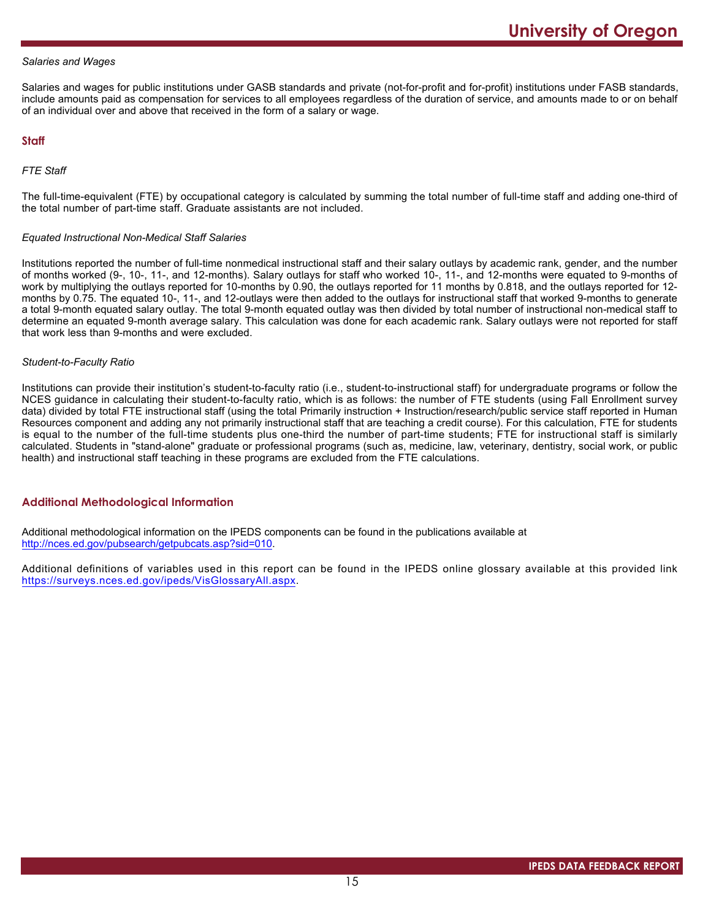*Salaries and Wages*

Salaries and wages for public institutions under GASB standards and private (not-for-profit and for-profit) institutions under FASB standards, include amounts paid as compensation for services to all employees regardless of the duration of service, and amounts made to or on behalf of an individual over and above that received in the form of a salary or wage.

### Staff

*FTE Staff*

The full-time-equivalent (FTE) by occupational category is calculated by summing the total number of full-time staff and adding one-third of the total number of part-time staff. Graduate assistants are not included.

*Equated Instructional Non-Medical Staff Salaries*

Institutions reported the number of full-time nonmedical instructional staff and their salary outlays by academic rank, gender, and the number of months worked (9-, 10-, 11-, and 12-months). Salary outlays for staff who worked 10-, 11-, and 12-months were equated to 9-months of work by multiplying the outlays reported for 10-months by 0.90, the outlays reported for 11 months by 0.818, and the outlays reported for 12-months by 0.75. The equated 10-, 11-, and 12-outlays were then added to the outlays for instructional staff that worked 9-months to generate a total 9-month equated salary outlay. The total 9-month equated outlay was then divided by total number of instructional non-medical staff to determine an equated 9-month average salary. This calculation was done for each academic rank. Salary outlays were not reported for staff that work less than 9-months and were excluded.

*Student-to-Faculty Ratio*

Institutions can provide their institution's student-to-faculty ratio (i.e., student-to-instructional staff) for undergraduate programs or follow the NCES guidance in calculating their student-to-faculty ratio, which is as follows: the number of FTE students (using Fall Enrollment survey data) divided by total FTE instructional staff (using the total Primarily instruction + Instruction/research/public service staff reported in Human Resources component and adding any not primarily instructional staff that are teaching a credit course). For this calculation, FTE for students is equal to the number of the full-time students plus one-third the number of part-time students; FTE for instructional staff is similarly calculated. Students in "stand-alone" graduate or professional programs (such as, medicine, law, veterinary, dentistry, social work, or public health) and instructional staff teaching in these programs are excluded from the FTE calculations.

## Additional Methodological Information

Additional methodological information on the IPEDS components can be found in the publications available at http://nces.ed.gov/pubsearch/getpubcats.asp?sid=010.

Additional definitions of variables used in this report can be found in the IPEDS online glossary available at this provided link https://surveys.nces.ed.gov/ipeds/VisGlossaryAll.aspx.